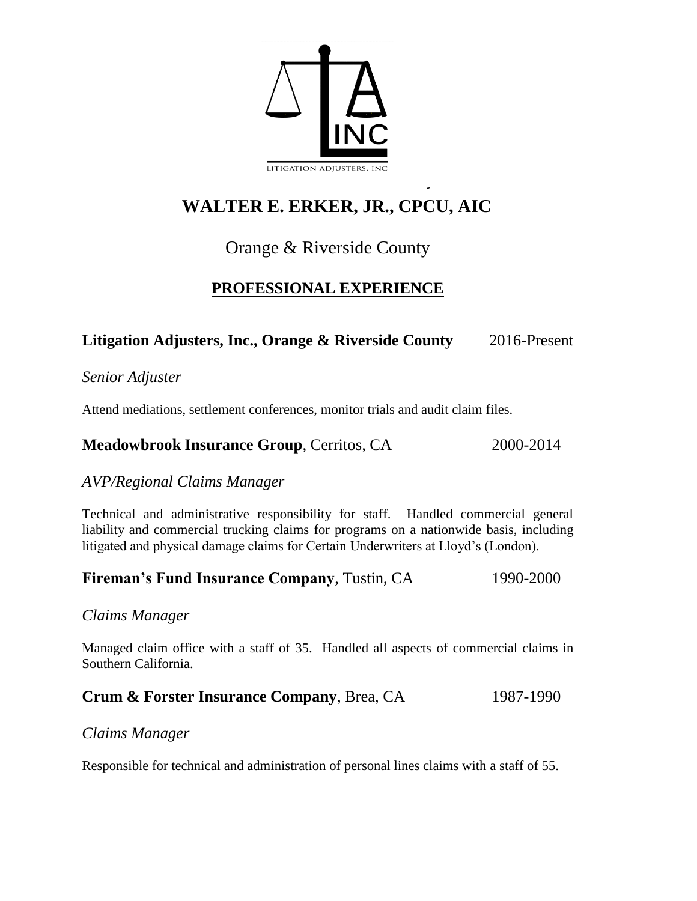# WALTER E. ERKER, JR., CPCU, AIC

Orange & Riverside County

## PROFESSIONAL EXPERIENCE

**Litigation Adjusters, Inc., Orange & Riverside County** 2016-Present

*Senior Adjuster*

Attend mediations, settlement conferences, monitor trials and audit claim files.

**Meadowbrook Insurance Group**, Cerritos, CA 2000-2014

*AVP/Regional Claims Manager*

Technical and administrative responsibility for staff. Handled commercial general liability and commercial trucking claims for programs on a nationwide basis, including litigated and physical damage claims for Certain Underwriters at Lloyd's (London).

**Fireman's Fund Insurance Company**, Tustin, CA 1990-2000

*Claims Manager*

Managed claim office with a staff of 35. Handled all aspects of commercial claims in Southern California.

**Crum & Forster Insurance Company**, Brea, CA 1987-1990

*Claims Manager*

Responsible for technical and administration of personal lines claims with a staff of 55.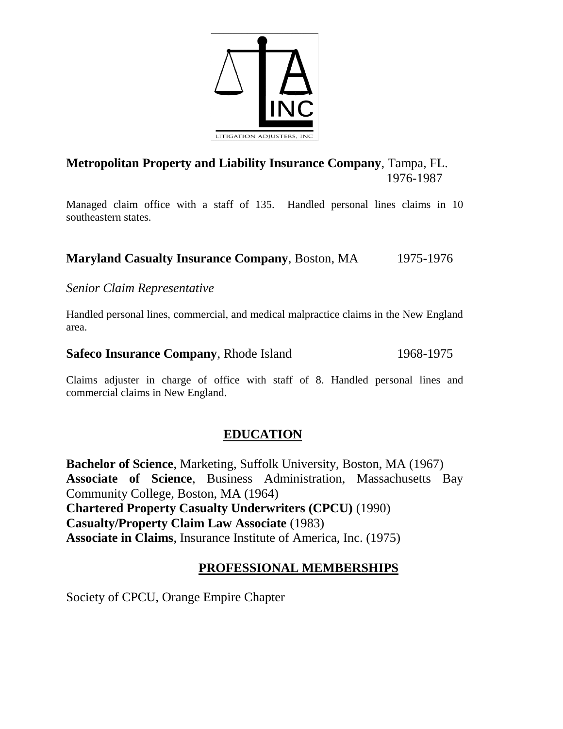LITIGATION ADJUSTERS, INC

**Metropolitan Property and Liability Insurance Company**, Tampa, FL. 1976-1987

Managed claim office with a staff of 135. Handled personal lines claims in 10 southeastern states.

**Maryland Casualty Insurance Company**, Boston, MA 1975-1976

*Senior Claim Representative*

Handled personal lines, commercial, and medical malpractice claims in the New England area.

**Safeco Insurance Company**, Rhode Island 1968-1975

Claims adjuster in charge of office with staff of 8. Handled personal lines and commercial claims in New England.

## EDUCATION

**Bachelor of Science**, Marketing, Suffolk University, Boston, MA (1967)
**Associate of Science**, Business Administration, Massachusetts Bay Community College, Boston, MA (1964)
**Chartered Property Casualty Underwriters (CPCU)** (1990)
**Casualty/Property Claim Law Associate** (1983)
**Associate in Claims**, Insurance Institute of America, Inc. (1975)

## PROFESSIONAL MEMBERSHIPS

Society of CPCU, Orange Empire Chapter